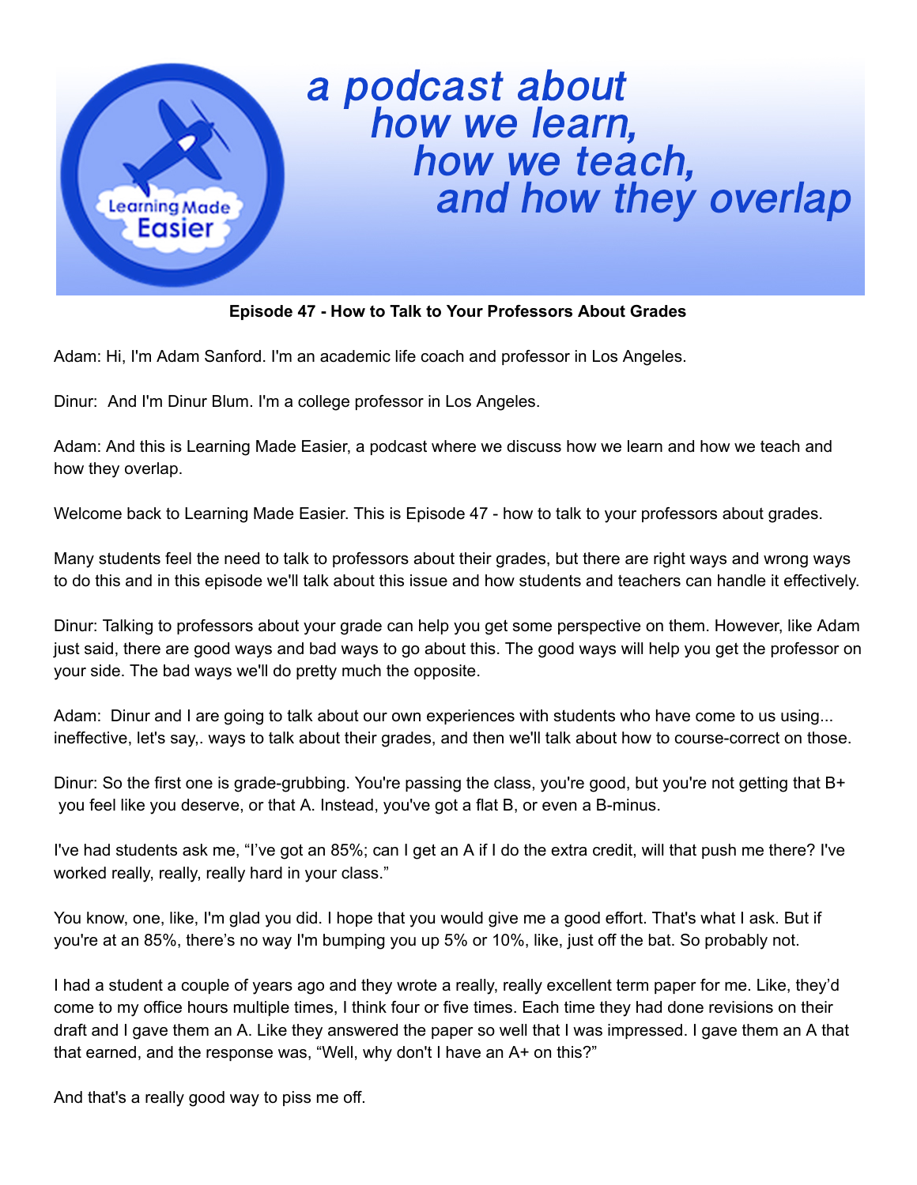a podcast about how we learn, how we teach, and how they overlap

**Episode 47 - How to Talk to Your Professors About Grades**

Adam: Hi, I'm Adam Sanford. I'm an academic life coach and professor in Los Angeles.

Dinur: And I'm Dinur Blum. I'm a college professor in Los Angeles.

Adam: And this is Learning Made Easier, a podcast where we discuss how we learn and how we teach and how they overlap.

Welcome back to Learning Made Easier. This is Episode 47 - how to talk to your professors about grades.

Many students feel the need to talk to professors about their grades, but there are right ways and wrong ways to do this and in this episode we'll talk about this issue and how students and teachers can handle it effectively.

Dinur: Talking to professors about your grade can help you get some perspective on them. However, like Adam just said, there are good ways and bad ways to go about this. The good ways will help you get the professor on your side. The bad ways we'll do pretty much the opposite.

Adam: Dinur and I are going to talk about our own experiences with students who have come to us using... ineffective, let's say,. ways to talk about their grades, and then we'll talk about how to course-correct on those.

Dinur: So the first one is grade-grubbing. You're passing the class, you're good, but you're not getting that B+ you feel like you deserve, or that A. Instead, you've got a flat B, or even a B-minus.

I've had students ask me, "I've got an 85%; can I get an A if I do the extra credit, will that push me there? I've worked really, really, really hard in your class."

You know, one, like, I'm glad you did. I hope that you would give me a good effort. That's what I ask. But if you're at an 85%, there's no way I'm bumping you up 5% or 10%, like, just off the bat. So probably not.

I had a student a couple of years ago and they wrote a really, really excellent term paper for me. Like, they'd come to my office hours multiple times, I think four or five times. Each time they had done revisions on their draft and I gave them an A. Like they answered the paper so well that I was impressed. I gave them an A that that earned, and the response was, "Well, why don't I have an A+ on this?"

And that's a really good way to piss me off.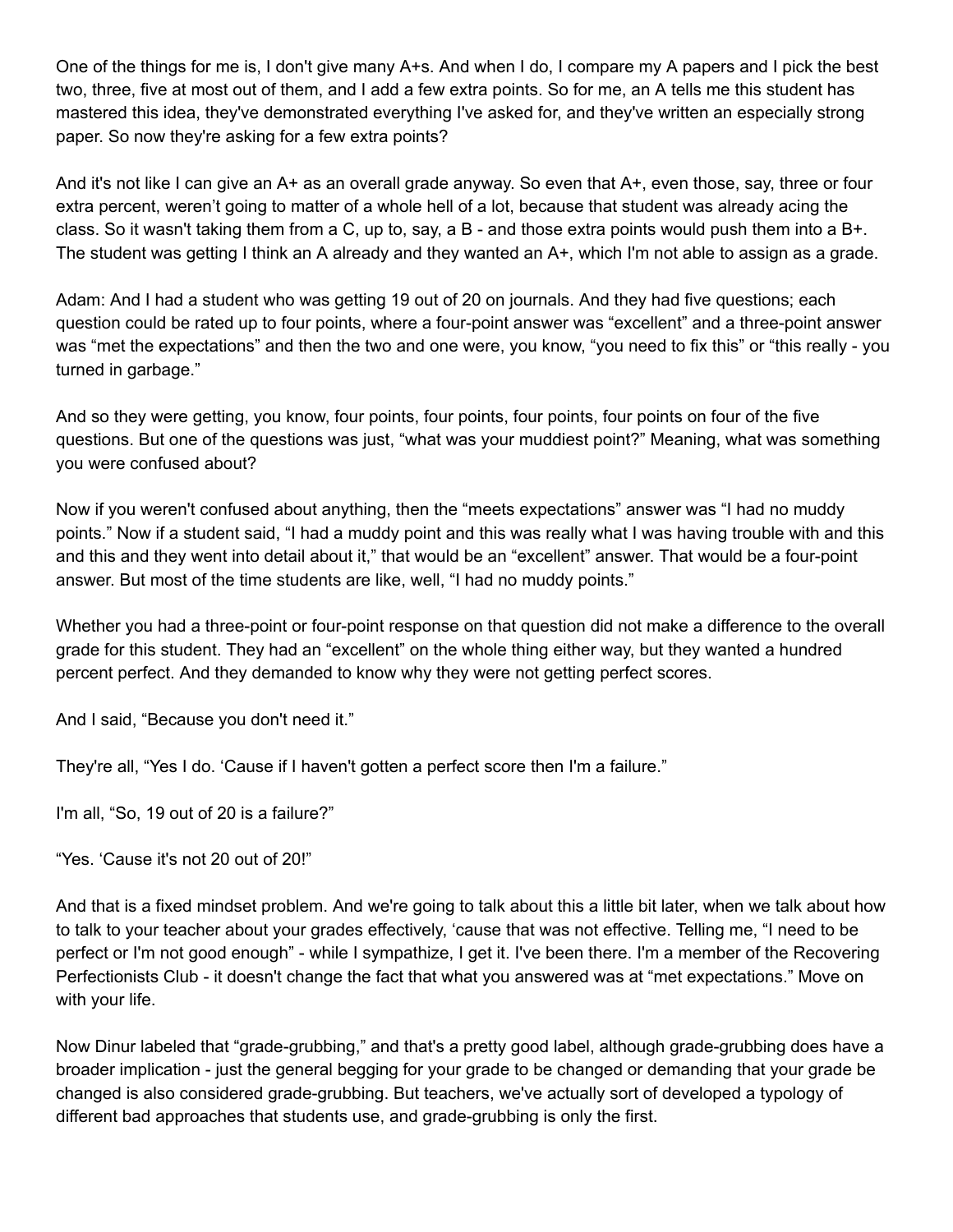One of the things for me is, I don't give many A+s. And when I do, I compare my A papers and I pick the best two, three, five at most out of them, and I add a few extra points. So for me, an A tells me this student has mastered this idea, they've demonstrated everything I've asked for, and they've written an especially strong paper. So now they're asking for a few extra points?

And it's not like I can give an A+ as an overall grade anyway. So even that A+, even those, say, three or four extra percent, weren't going to matter of a whole hell of a lot, because that student was already acing the class. So it wasn't taking them from a C, up to, say, a B - and those extra points would push them into a B+. The student was getting I think an A already and they wanted an A+, which I'm not able to assign as a grade.

Adam: And I had a student who was getting 19 out of 20 on journals. And they had five questions; each question could be rated up to four points, where a four-point answer was "excellent" and a three-point answer was "met the expectations" and then the two and one were, you know, "you need to fix this" or "this really - you turned in garbage."

And so they were getting, you know, four points, four points, four points, four points on four of the five questions. But one of the questions was just, "what was your muddiest point?" Meaning, what was something you were confused about?

Now if you weren't confused about anything, then the "meets expectations" answer was "I had no muddy points." Now if a student said, "I had a muddy point and this was really what I was having trouble with and this and this and they went into detail about it," that would be an "excellent" answer. That would be a four-point answer. But most of the time students are like, well, "I had no muddy points."

Whether you had a three-point or four-point response on that question did not make a difference to the overall grade for this student. They had an "excellent" on the whole thing either way, but they wanted a hundred percent perfect. And they demanded to know why they were not getting perfect scores.

And I said, "Because you don't need it."

They're all, "Yes I do. 'Cause if I haven't gotten a perfect score then I'm a failure."

I'm all, "So, 19 out of 20 is a failure?"

"Yes. 'Cause it's not 20 out of 20!"

And that is a fixed mindset problem. And we're going to talk about this a little bit later, when we talk about how to talk to your teacher about your grades effectively, 'cause that was not effective. Telling me, "I need to be perfect or I'm not good enough" - while I sympathize, I get it. I've been there. I'm a member of the Recovering Perfectionists Club - it doesn't change the fact that what you answered was at "met expectations." Move on with your life.

Now Dinur labeled that "grade-grubbing," and that's a pretty good label, although grade-grubbing does have a broader implication - just the general begging for your grade to be changed or demanding that your grade be changed is also considered grade-grubbing. But teachers, we've actually sort of developed a typology of different bad approaches that students use, and grade-grubbing is only the first.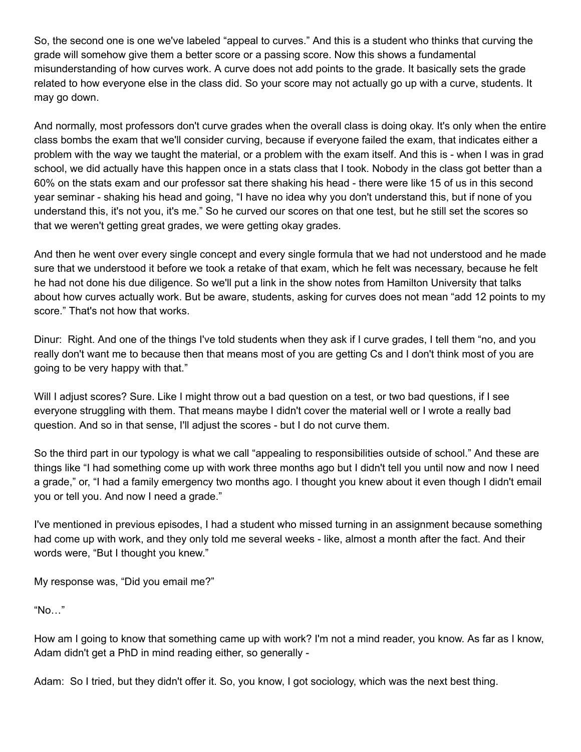So, the second one is one we've labeled "appeal to curves." And this is a student who thinks that curving the grade will somehow give them a better score or a passing score. Now this shows a fundamental misunderstanding of how curves work. A curve does not add points to the grade. It basically sets the grade related to how everyone else in the class did. So your score may not actually go up with a curve, students. It may go down.

And normally, most professors don't curve grades when the overall class is doing okay. It's only when the entire class bombs the exam that we'll consider curving, because if everyone failed the exam, that indicates either a problem with the way we taught the material, or a problem with the exam itself. And this is - when I was in grad school, we did actually have this happen once in a stats class that I took. Nobody in the class got better than a 60% on the stats exam and our professor sat there shaking his head - there were like 15 of us in this second year seminar - shaking his head and going, "I have no idea why you don't understand this, but if none of you understand this, it's not you, it's me." So he curved our scores on that one test, but he still set the scores so that we weren't getting great grades, we were getting okay grades.

And then he went over every single concept and every single formula that we had not understood and he made sure that we understood it before we took a retake of that exam, which he felt was necessary, because he felt he had not done his due diligence. So we'll put a link in the show notes from Hamilton University that talks about how curves actually work. But be aware, students, asking for curves does not mean "add 12 points to my score." That's not how that works.

Dinur: Right. And one of the things I've told students when they ask if I curve grades, I tell them "no, and you really don't want me to because then that means most of you are getting Cs and I don't think most of you are going to be very happy with that."

Will I adjust scores? Sure. Like I might throw out a bad question on a test, or two bad questions, if I see everyone struggling with them. That means maybe I didn't cover the material well or I wrote a really bad question. And so in that sense, I'll adjust the scores - but I do not curve them.

So the third part in our typology is what we call "appealing to responsibilities outside of school." And these are things like "I had something come up with work three months ago but I didn't tell you until now and now I need a grade," or, "I had a family emergency two months ago. I thought you knew about it even though I didn't email you or tell you. And now I need a grade."

I've mentioned in previous episodes, I had a student who missed turning in an assignment because something had come up with work, and they only told me several weeks - like, almost a month after the fact. And their words were, "But I thought you knew."

My response was, "Did you email me?"

"No…"

How am I going to know that something came up with work? I'm not a mind reader, you know. As far as I know, Adam didn't get a PhD in mind reading either, so generally -

Adam: So I tried, but they didn't offer it. So, you know, I got sociology, which was the next best thing.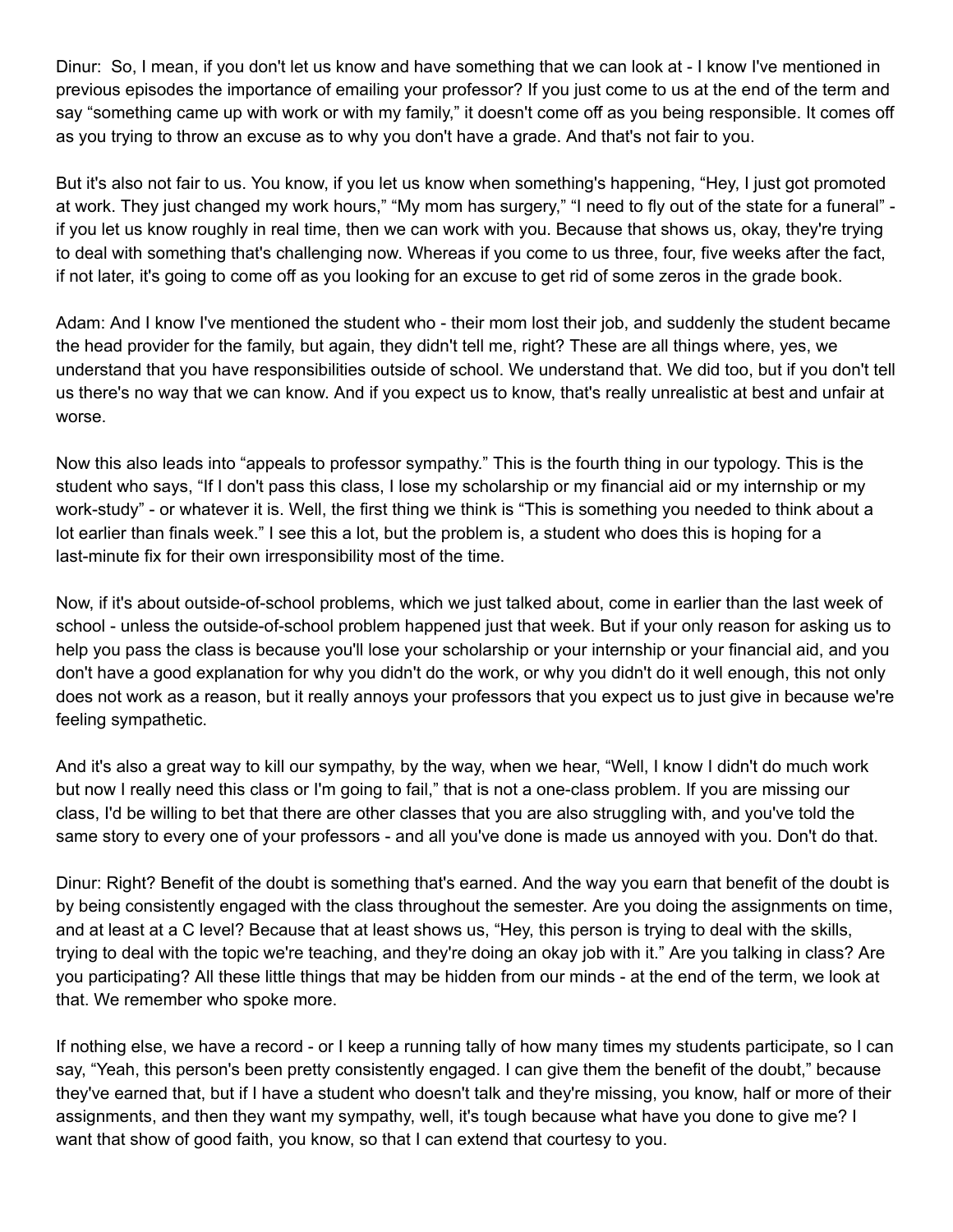Dinur: So, I mean, if you don't let us know and have something that we can look at - I know I've mentioned in previous episodes the importance of emailing your professor? If you just come to us at the end of the term and say "something came up with work or with my family," it doesn't come off as you being responsible. It comes off as you trying to throw an excuse as to why you don't have a grade. And that's not fair to you.

But it's also not fair to us. You know, if you let us know when something's happening, "Hey, I just got promoted at work. They just changed my work hours," "My mom has surgery," "I need to fly out of the state for a funeral" - if you let us know roughly in real time, then we can work with you. Because that shows us, okay, they're trying to deal with something that's challenging now. Whereas if you come to us three, four, five weeks after the fact, if not later, it's going to come off as you looking for an excuse to get rid of some zeros in the grade book.

Adam: And I know I've mentioned the student who - their mom lost their job, and suddenly the student became the head provider for the family, but again, they didn't tell me, right? These are all things where, yes, we understand that you have responsibilities outside of school. We understand that. We did too, but if you don't tell us there's no way that we can know. And if you expect us to know, that's really unrealistic at best and unfair at worse.

Now this also leads into "appeals to professor sympathy." This is the fourth thing in our typology. This is the student who says, "If I don't pass this class, I lose my scholarship or my financial aid or my internship or my work-study" - or whatever it is. Well, the first thing we think is "This is something you needed to think about a lot earlier than finals week." I see this a lot, but the problem is, a student who does this is hoping for a last-minute fix for their own irresponsibility most of the time.

Now, if it's about outside-of-school problems, which we just talked about, come in earlier than the last week of school - unless the outside-of-school problem happened just that week. But if your only reason for asking us to help you pass the class is because you'll lose your scholarship or your internship or your financial aid, and you don't have a good explanation for why you didn't do the work, or why you didn't do it well enough, this not only does not work as a reason, but it really annoys your professors that you expect us to just give in because we're feeling sympathetic.

And it's also a great way to kill our sympathy, by the way, when we hear, "Well, I know I didn't do much work but now I really need this class or I'm going to fail," that is not a one-class problem. If you are missing our class, I'd be willing to bet that there are other classes that you are also struggling with, and you've told the same story to every one of your professors - and all you've done is made us annoyed with you. Don't do that.

Dinur: Right? Benefit of the doubt is something that's earned. And the way you earn that benefit of the doubt is by being consistently engaged with the class throughout the semester. Are you doing the assignments on time, and at least at a C level? Because that at least shows us, "Hey, this person is trying to deal with the skills, trying to deal with the topic we're teaching, and they're doing an okay job with it." Are you talking in class? Are you participating? All these little things that may be hidden from our minds - at the end of the term, we look at that. We remember who spoke more.

If nothing else, we have a record - or I keep a running tally of how many times my students participate, so I can say, "Yeah, this person's been pretty consistently engaged. I can give them the benefit of the doubt," because they've earned that, but if I have a student who doesn't talk and they're missing, you know, half or more of their assignments, and then they want my sympathy, well, it's tough because what have you done to give me? I want that show of good faith, you know, so that I can extend that courtesy to you.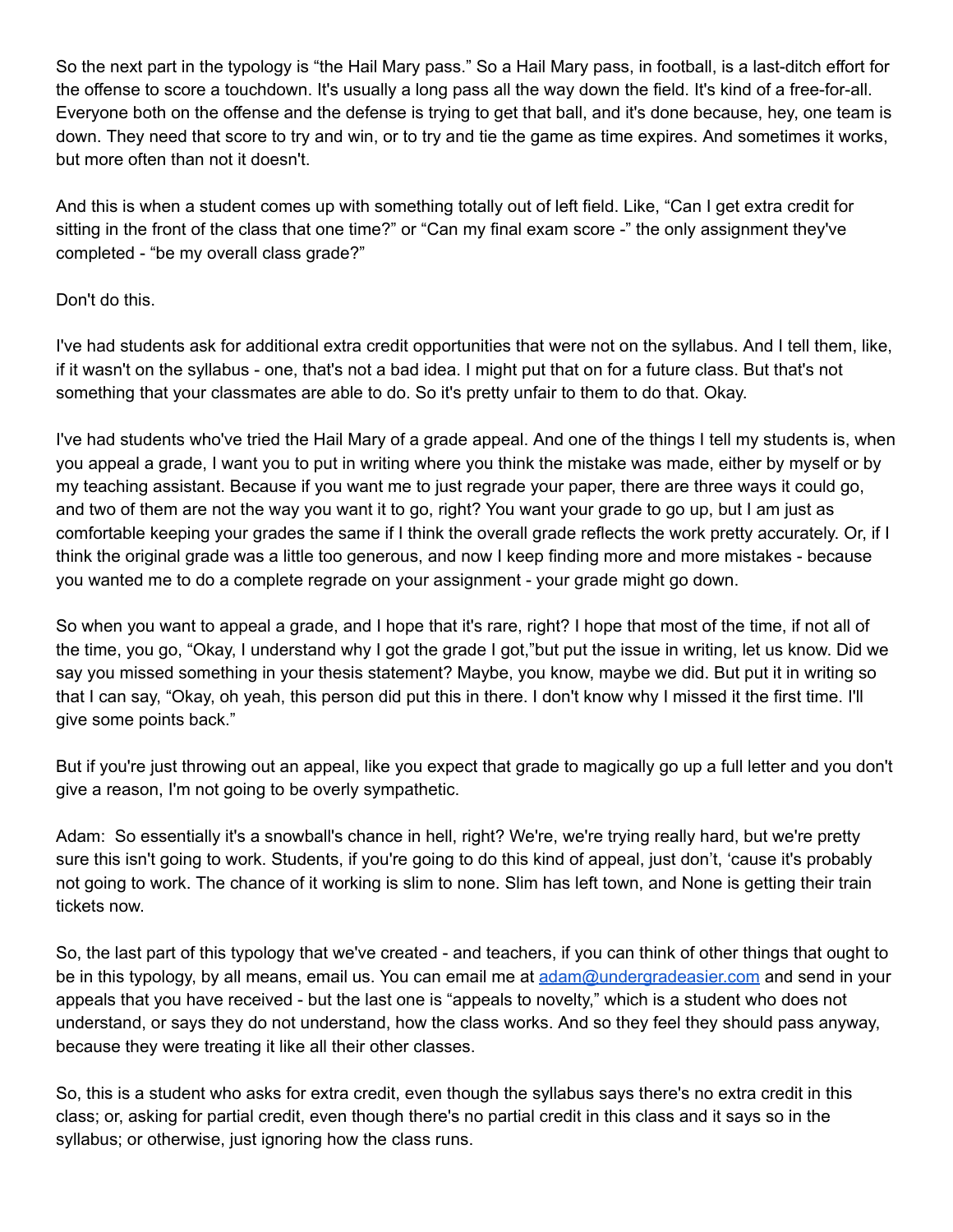So the next part in the typology is "the Hail Mary pass." So a Hail Mary pass, in football, is a last-ditch effort for the offense to score a touchdown. It's usually a long pass all the way down the field. It's kind of a free-for-all. Everyone both on the offense and the defense is trying to get that ball, and it's done because, hey, one team is down. They need that score to try and win, or to try and tie the game as time expires. And sometimes it works, but more often than not it doesn't.

And this is when a student comes up with something totally out of left field. Like, "Can I get extra credit for sitting in the front of the class that one time?" or "Can my final exam score -" the only assignment they've completed - "be my overall class grade?"

Don't do this.

I've had students ask for additional extra credit opportunities that were not on the syllabus. And I tell them, like, if it wasn't on the syllabus - one, that's not a bad idea. I might put that on for a future class. But that's not something that your classmates are able to do. So it's pretty unfair to them to do that. Okay.

I've had students who've tried the Hail Mary of a grade appeal. And one of the things I tell my students is, when you appeal a grade, I want you to put in writing where you think the mistake was made, either by myself or by my teaching assistant. Because if you want me to just regrade your paper, there are three ways it could go, and two of them are not the way you want it to go, right? You want your grade to go up, but I am just as comfortable keeping your grades the same if I think the overall grade reflects the work pretty accurately. Or, if I think the original grade was a little too generous, and now I keep finding more and more mistakes - because you wanted me to do a complete regrade on your assignment - your grade might go down.

So when you want to appeal a grade, and I hope that it's rare, right? I hope that most of the time, if not all of the time, you go, "Okay, I understand why I got the grade I got,"but put the issue in writing, let us know. Did we say you missed something in your thesis statement? Maybe, you know, maybe we did. But put it in writing so that I can say, "Okay, oh yeah, this person did put this in there. I don't know why I missed it the first time. I'll give some points back."

But if you're just throwing out an appeal, like you expect that grade to magically go up a full letter and you don't give a reason, I'm not going to be overly sympathetic.

Adam: So essentially it's a snowball's chance in hell, right? We're, we're trying really hard, but we're pretty sure this isn't going to work. Students, if you're going to do this kind of appeal, just don't, 'cause it's probably not going to work. The chance of it working is slim to none. Slim has left town, and None is getting their train tickets now.

So, the last part of this typology that we've created - and teachers, if you can think of other things that ought to be in this typology, by all means, email us. You can email me at [adam@undergradeasier.com](mailto:adam@undergradeasier.com) and send in your appeals that you have received - but the last one is "appeals to novelty," which is a student who does not understand, or says they do not understand, how the class works. And so they feel they should pass anyway, because they were treating it like all their other classes.

So, this is a student who asks for extra credit, even though the syllabus says there's no extra credit in this class; or, asking for partial credit, even though there's no partial credit in this class and it says so in the syllabus; or otherwise, just ignoring how the class runs.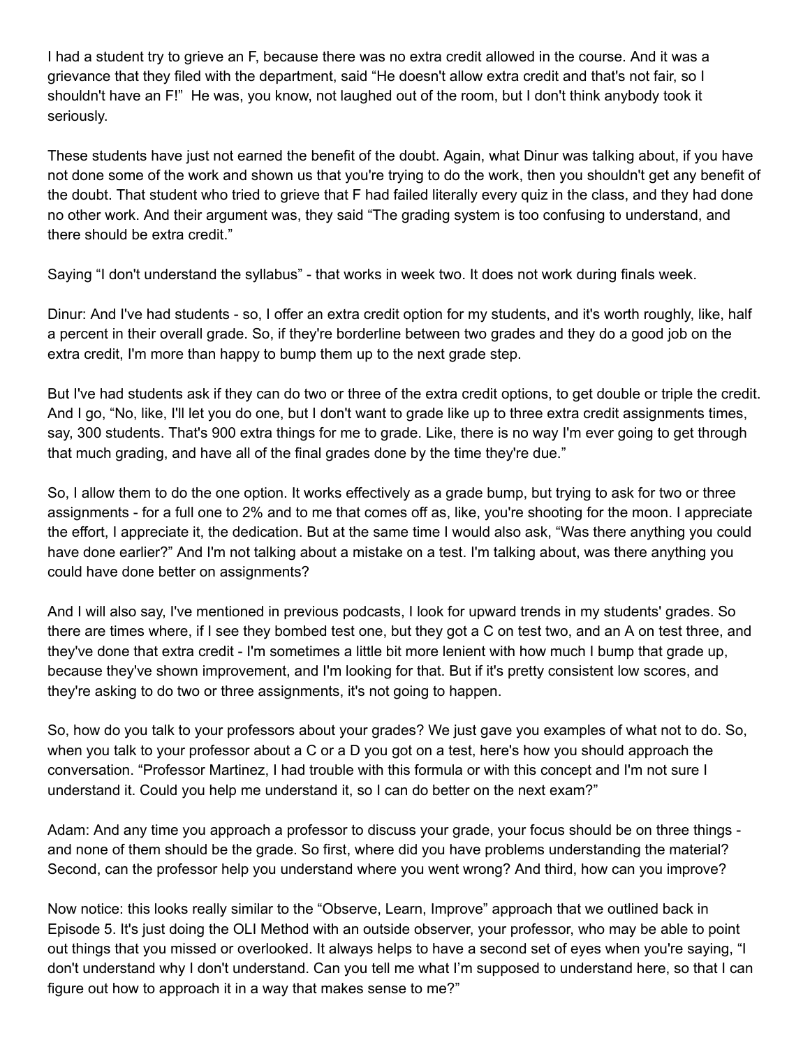I had a student try to grieve an F, because there was no extra credit allowed in the course. And it was a grievance that they filed with the department, said "He doesn't allow extra credit and that's not fair, so I shouldn't have an F!" He was, you know, not laughed out of the room, but I don't think anybody took it seriously.

These students have just not earned the benefit of the doubt. Again, what Dinur was talking about, if you have not done some of the work and shown us that you're trying to do the work, then you shouldn't get any benefit of the doubt. That student who tried to grieve that F had failed literally every quiz in the class, and they had done no other work. And their argument was, they said "The grading system is too confusing to understand, and there should be extra credit."

Saying "I don't understand the syllabus" - that works in week two. It does not work during finals week.

Dinur: And I've had students - so, I offer an extra credit option for my students, and it's worth roughly, like, half a percent in their overall grade. So, if they're borderline between two grades and they do a good job on the extra credit, I'm more than happy to bump them up to the next grade step.

But I've had students ask if they can do two or three of the extra credit options, to get double or triple the credit. And I go, "No, like, I'll let you do one, but I don't want to grade like up to three extra credit assignments times, say, 300 students. That's 900 extra things for me to grade. Like, there is no way I'm ever going to get through that much grading, and have all of the final grades done by the time they're due."

So, I allow them to do the one option. It works effectively as a grade bump, but trying to ask for two or three assignments - for a full one to 2% and to me that comes off as, like, you're shooting for the moon. I appreciate the effort, I appreciate it, the dedication. But at the same time I would also ask, "Was there anything you could have done earlier?" And I'm not talking about a mistake on a test. I'm talking about, was there anything you could have done better on assignments?

And I will also say, I've mentioned in previous podcasts, I look for upward trends in my students' grades. So there are times where, if I see they bombed test one, but they got a C on test two, and an A on test three, and they've done that extra credit - I'm sometimes a little bit more lenient with how much I bump that grade up, because they've shown improvement, and I'm looking for that. But if it's pretty consistent low scores, and they're asking to do two or three assignments, it's not going to happen.

So, how do you talk to your professors about your grades? We just gave you examples of what not to do. So, when you talk to your professor about a C or a D you got on a test, here's how you should approach the conversation. "Professor Martinez, I had trouble with this formula or with this concept and I'm not sure I understand it. Could you help me understand it, so I can do better on the next exam?"

Adam: And any time you approach a professor to discuss your grade, your focus should be on three things - and none of them should be the grade. So first, where did you have problems understanding the material? Second, can the professor help you understand where you went wrong? And third, how can you improve?

Now notice: this looks really similar to the "Observe, Learn, Improve" approach that we outlined back in Episode 5. It's just doing the OLI Method with an outside observer, your professor, who may be able to point out things that you missed or overlooked. It always helps to have a second set of eyes when you're saying, "I don't understand why I don't understand. Can you tell me what I'm supposed to understand here, so that I can figure out how to approach it in a way that makes sense to me?"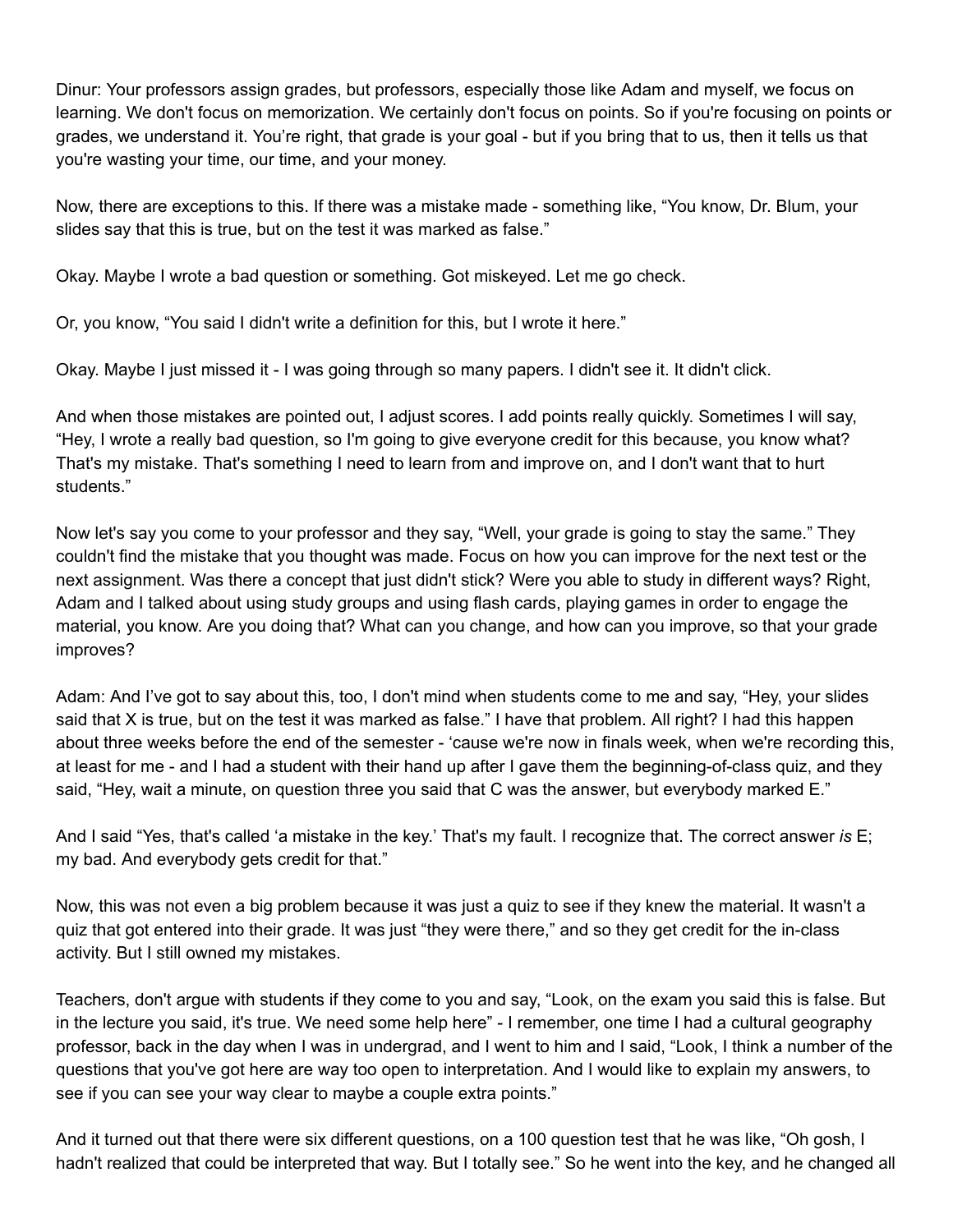Dinur: Your professors assign grades, but professors, especially those like Adam and myself, we focus on learning. We don't focus on memorization. We certainly don't focus on points. So if you're focusing on points or grades, we understand it. You're right, that grade is your goal - but if you bring that to us, then it tells us that you're wasting your time, our time, and your money.

Now, there are exceptions to this. If there was a mistake made - something like, "You know, Dr. Blum, your slides say that this is true, but on the test it was marked as false."

Okay. Maybe I wrote a bad question or something. Got miskeyed. Let me go check.

Or, you know, "You said I didn't write a definition for this, but I wrote it here."

Okay. Maybe I just missed it - I was going through so many papers. I didn't see it. It didn't click.

And when those mistakes are pointed out, I adjust scores. I add points really quickly. Sometimes I will say, "Hey, I wrote a really bad question, so I'm going to give everyone credit for this because, you know what? That's my mistake. That's something I need to learn from and improve on, and I don't want that to hurt students."

Now let's say you come to your professor and they say, "Well, your grade is going to stay the same." They couldn't find the mistake that you thought was made. Focus on how you can improve for the next test or the next assignment. Was there a concept that just didn't stick? Were you able to study in different ways? Right, Adam and I talked about using study groups and using flash cards, playing games in order to engage the material, you know. Are you doing that? What can you change, and how can you improve, so that your grade improves?

Adam: And I've got to say about this, too, I don't mind when students come to me and say, "Hey, your slides said that X is true, but on the test it was marked as false." I have that problem. All right? I had this happen about three weeks before the end of the semester - 'cause we're now in finals week, when we're recording this, at least for me - and I had a student with their hand up after I gave them the beginning-of-class quiz, and they said, "Hey, wait a minute, on question three you said that C was the answer, but everybody marked E."

And I said "Yes, that's called 'a mistake in the key.' That's my fault. I recognize that. The correct answer *is* E; my bad. And everybody gets credit for that."

Now, this was not even a big problem because it was just a quiz to see if they knew the material. It wasn't a quiz that got entered into their grade. It was just "they were there," and so they get credit for the in-class activity. But I still owned my mistakes.

Teachers, don't argue with students if they come to you and say, "Look, on the exam you said this is false. But in the lecture you said, it's true. We need some help here" - I remember, one time I had a cultural geography professor, back in the day when I was in undergrad, and I went to him and I said, "Look, I think a number of the questions that you've got here are way too open to interpretation. And I would like to explain my answers, to see if you can see your way clear to maybe a couple extra points."

And it turned out that there were six different questions, on a 100 question test that he was like, "Oh gosh, I hadn't realized that could be interpreted that way. But I totally see." So he went into the key, and he changed all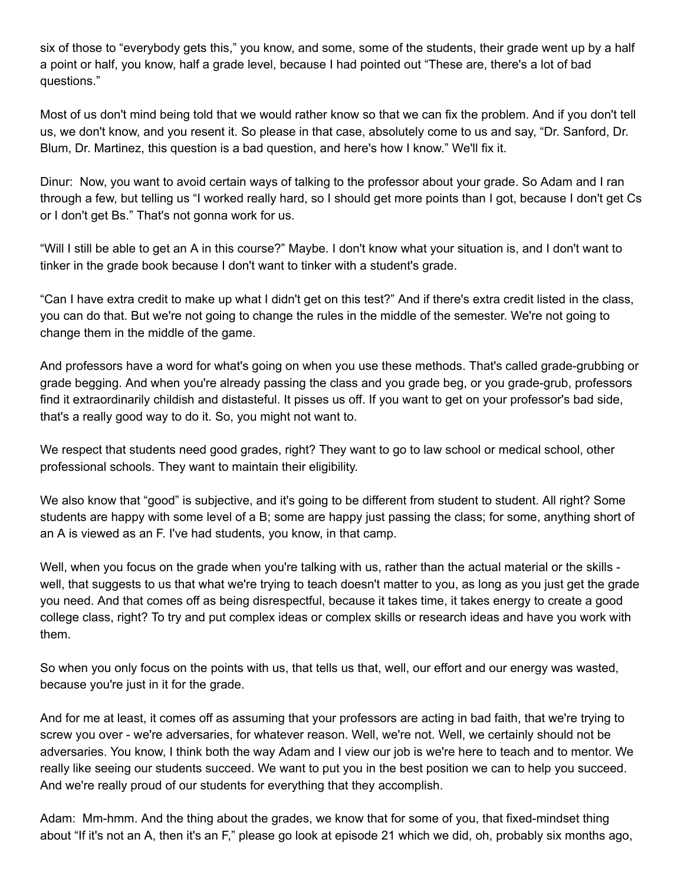six of those to "everybody gets this," you know, and some, some of the students, their grade went up by a half a point or half, you know, half a grade level, because I had pointed out "These are, there's a lot of bad questions."

Most of us don't mind being told that we would rather know so that we can fix the problem. And if you don't tell us, we don't know, and you resent it. So please in that case, absolutely come to us and say, "Dr. Sanford, Dr. Blum, Dr. Martinez, this question is a bad question, and here's how I know." We'll fix it.

Dinur: Now, you want to avoid certain ways of talking to the professor about your grade. So Adam and I ran through a few, but telling us "I worked really hard, so I should get more points than I got, because I don't get Cs or I don't get Bs." That's not gonna work for us.

"Will I still be able to get an A in this course?" Maybe. I don't know what your situation is, and I don't want to tinker in the grade book because I don't want to tinker with a student's grade.

"Can I have extra credit to make up what I didn't get on this test?" And if there's extra credit listed in the class, you can do that. But we're not going to change the rules in the middle of the semester. We're not going to change them in the middle of the game.

And professors have a word for what's going on when you use these methods. That's called grade-grubbing or grade begging. And when you're already passing the class and you grade beg, or you grade-grub, professors find it extraordinarily childish and distasteful. It pisses us off. If you want to get on your professor's bad side, that's a really good way to do it. So, you might not want to.

We respect that students need good grades, right? They want to go to law school or medical school, other professional schools. They want to maintain their eligibility.

We also know that "good" is subjective, and it's going to be different from student to student. All right? Some students are happy with some level of a B; some are happy just passing the class; for some, anything short of an A is viewed as an F. I've had students, you know, in that camp.

Well, when you focus on the grade when you're talking with us, rather than the actual material or the skills - well, that suggests to us that what we're trying to teach doesn't matter to you, as long as you just get the grade you need. And that comes off as being disrespectful, because it takes time, it takes energy to create a good college class, right? To try and put complex ideas or complex skills or research ideas and have you work with them.

So when you only focus on the points with us, that tells us that, well, our effort and our energy was wasted, because you're just in it for the grade.

And for me at least, it comes off as assuming that your professors are acting in bad faith, that we're trying to screw you over - we're adversaries, for whatever reason. Well, we're not. Well, we certainly should not be adversaries. You know, I think both the way Adam and I view our job is we're here to teach and to mentor. We really like seeing our students succeed. We want to put you in the best position we can to help you succeed. And we're really proud of our students for everything that they accomplish.

Adam: Mm-hmm. And the thing about the grades, we know that for some of you, that fixed-mindset thing about "If it's not an A, then it's an F," please go look at episode 21 which we did, oh, probably six months ago,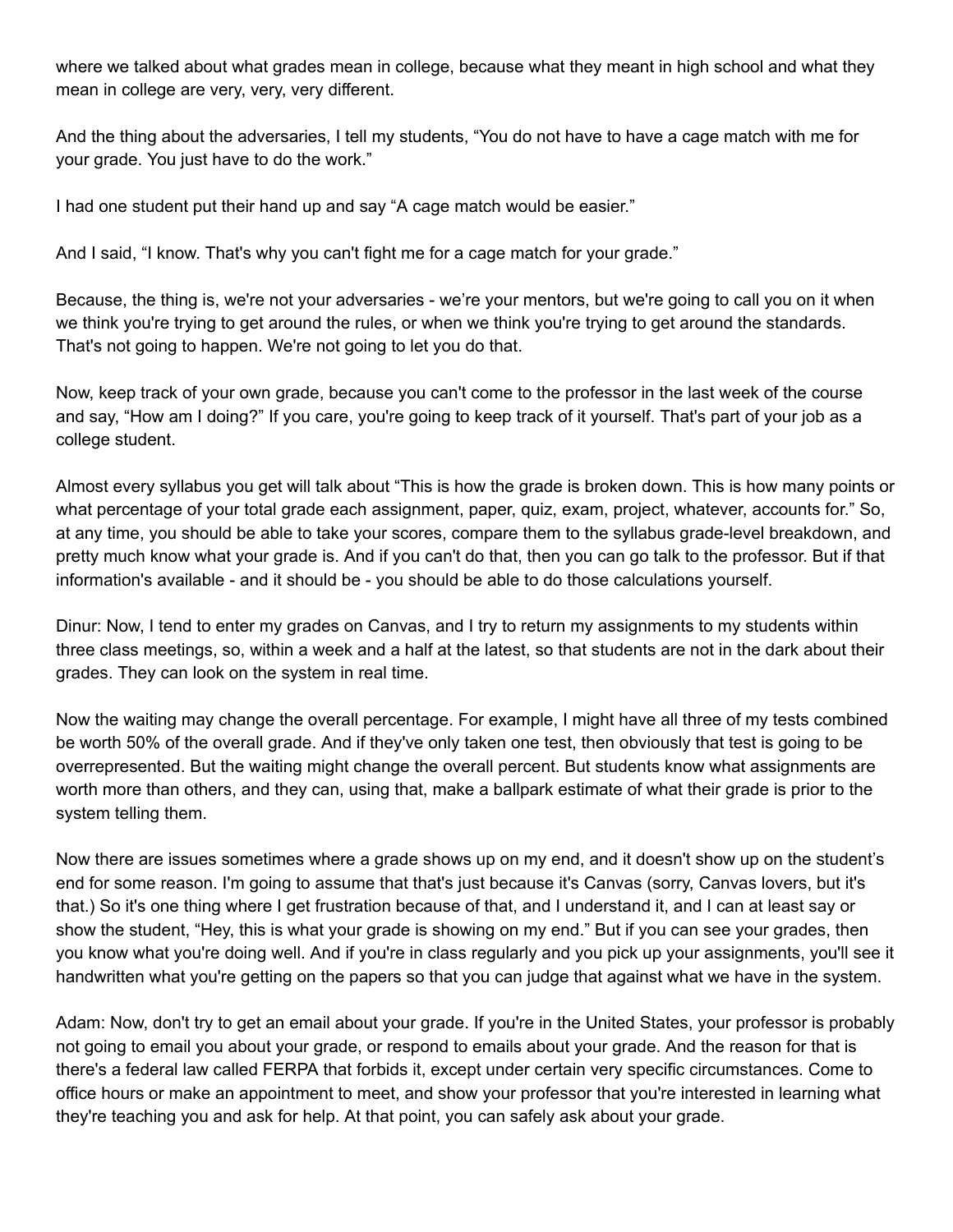where we talked about what grades mean in college, because what they meant in high school and what they mean in college are very, very, very different.

And the thing about the adversaries, I tell my students, "You do not have to have a cage match with me for your grade. You just have to do the work."

I had one student put their hand up and say "A cage match would be easier."

And I said, "I know. That's why you can't fight me for a cage match for your grade."

Because, the thing is, we're not your adversaries - we're your mentors, but we're going to call you on it when we think you're trying to get around the rules, or when we think you're trying to get around the standards. That's not going to happen. We're not going to let you do that.

Now, keep track of your own grade, because you can't come to the professor in the last week of the course and say, "How am I doing?" If you care, you're going to keep track of it yourself. That's part of your job as a college student.

Almost every syllabus you get will talk about "This is how the grade is broken down. This is how many points or what percentage of your total grade each assignment, paper, quiz, exam, project, whatever, accounts for." So, at any time, you should be able to take your scores, compare them to the syllabus grade-level breakdown, and pretty much know what your grade is. And if you can't do that, then you can go talk to the professor. But if that information's available - and it should be - you should be able to do those calculations yourself.

Dinur: Now, I tend to enter my grades on Canvas, and I try to return my assignments to my students within three class meetings, so, within a week and a half at the latest, so that students are not in the dark about their grades. They can look on the system in real time.

Now the waiting may change the overall percentage. For example, I might have all three of my tests combined be worth 50% of the overall grade. And if they've only taken one test, then obviously that test is going to be overrepresented. But the waiting might change the overall percent. But students know what assignments are worth more than others, and they can, using that, make a ballpark estimate of what their grade is prior to the system telling them.

Now there are issues sometimes where a grade shows up on my end, and it doesn't show up on the student's end for some reason. I'm going to assume that that's just because it's Canvas (sorry, Canvas lovers, but it's that.) So it's one thing where I get frustration because of that, and I understand it, and I can at least say or show the student, "Hey, this is what your grade is showing on my end." But if you can see your grades, then you know what you're doing well. And if you're in class regularly and you pick up your assignments, you'll see it handwritten what you're getting on the papers so that you can judge that against what we have in the system.

Adam: Now, don't try to get an email about your grade. If you're in the United States, your professor is probably not going to email you about your grade, or respond to emails about your grade. And the reason for that is there's a federal law called FERPA that forbids it, except under certain very specific circumstances. Come to office hours or make an appointment to meet, and show your professor that you're interested in learning what they're teaching you and ask for help. At that point, you can safely ask about your grade.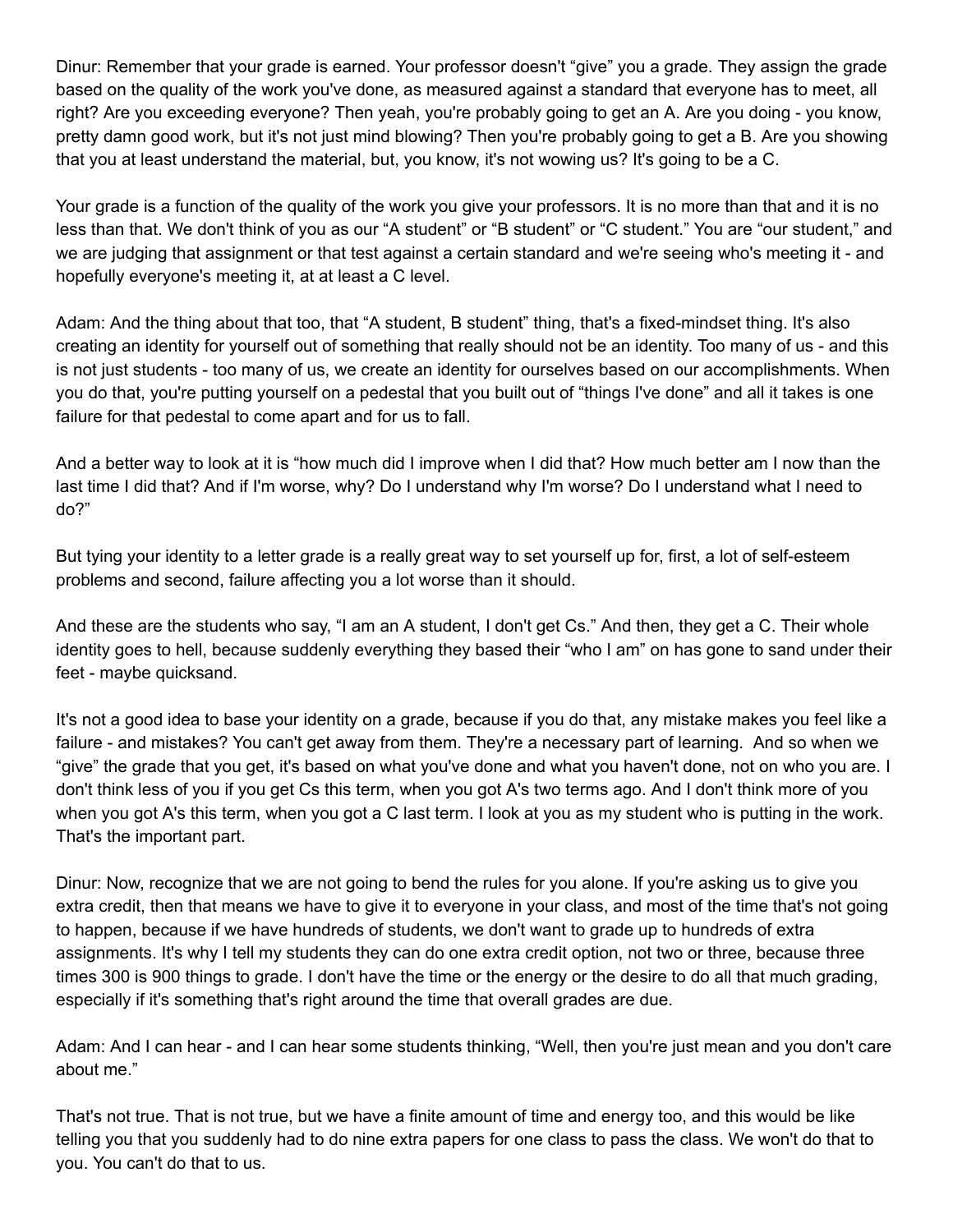Dinur: Remember that your grade is earned. Your professor doesn't “give” you a grade. They assign the grade based on the quality of the work you've done, as measured against a standard that everyone has to meet, all right? Are you exceeding everyone? Then yeah, you're probably going to get an A. Are you doing - you know, pretty damn good work, but it's not just mind blowing? Then you're probably going to get a B. Are you showing that you at least understand the material, but, you know, it's not wowing us? It's going to be a C.

Your grade is a function of the quality of the work you give your professors. It is no more than that and it is no less than that. We don't think of you as our “A student” or “B student” or “C student.” You are “our student,” and we are judging that assignment or that test against a certain standard and we're seeing who's meeting it - and hopefully everyone's meeting it, at at least a C level.

Adam: And the thing about that too, that “A student, B student” thing, that's a fixed-mindset thing. It's also creating an identity for yourself out of something that really should not be an identity. Too many of us - and this is not just students - too many of us, we create an identity for ourselves based on our accomplishments. When you do that, you're putting yourself on a pedestal that you built out of “things I've done” and all it takes is one failure for that pedestal to come apart and for us to fall.

And a better way to look at it is “how much did I improve when I did that? How much better am I now than the last time I did that? And if I'm worse, why? Do I understand why I'm worse? Do I understand what I need to do?”

But tying your identity to a letter grade is a really great way to set yourself up for, first, a lot of self-esteem problems and second, failure affecting you a lot worse than it should.

And these are the students who say, “I am an A student, I don't get Cs.” And then, they get a C. Their whole identity goes to hell, because suddenly everything they based their “who I am” on has gone to sand under their feet - maybe quicksand.

It's not a good idea to base your identity on a grade, because if you do that, any mistake makes you feel like a failure - and mistakes? You can't get away from them. They're a necessary part of learning. And so when we “give” the grade that you get, it's based on what you've done and what you haven't done, not on who you are. I don't think less of you if you get Cs this term, when you got A's two terms ago. And I don't think more of you when you got A's this term, when you got a C last term. I look at you as my student who is putting in the work. That's the important part.

Dinur: Now, recognize that we are not going to bend the rules for you alone. If you're asking us to give you extra credit, then that means we have to give it to everyone in your class, and most of the time that's not going to happen, because if we have hundreds of students, we don't want to grade up to hundreds of extra assignments. It's why I tell my students they can do one extra credit option, not two or three, because three times 300 is 900 things to grade. I don't have the time or the energy or the desire to do all that much grading, especially if it's something that's right around the time that overall grades are due.

Adam: And I can hear - and I can hear some students thinking, “Well, then you're just mean and you don't care about me.”

That's not true. That is not true, but we have a finite amount of time and energy too, and this would be like telling you that you suddenly had to do nine extra papers for one class to pass the class. We won't do that to you. You can't do that to us.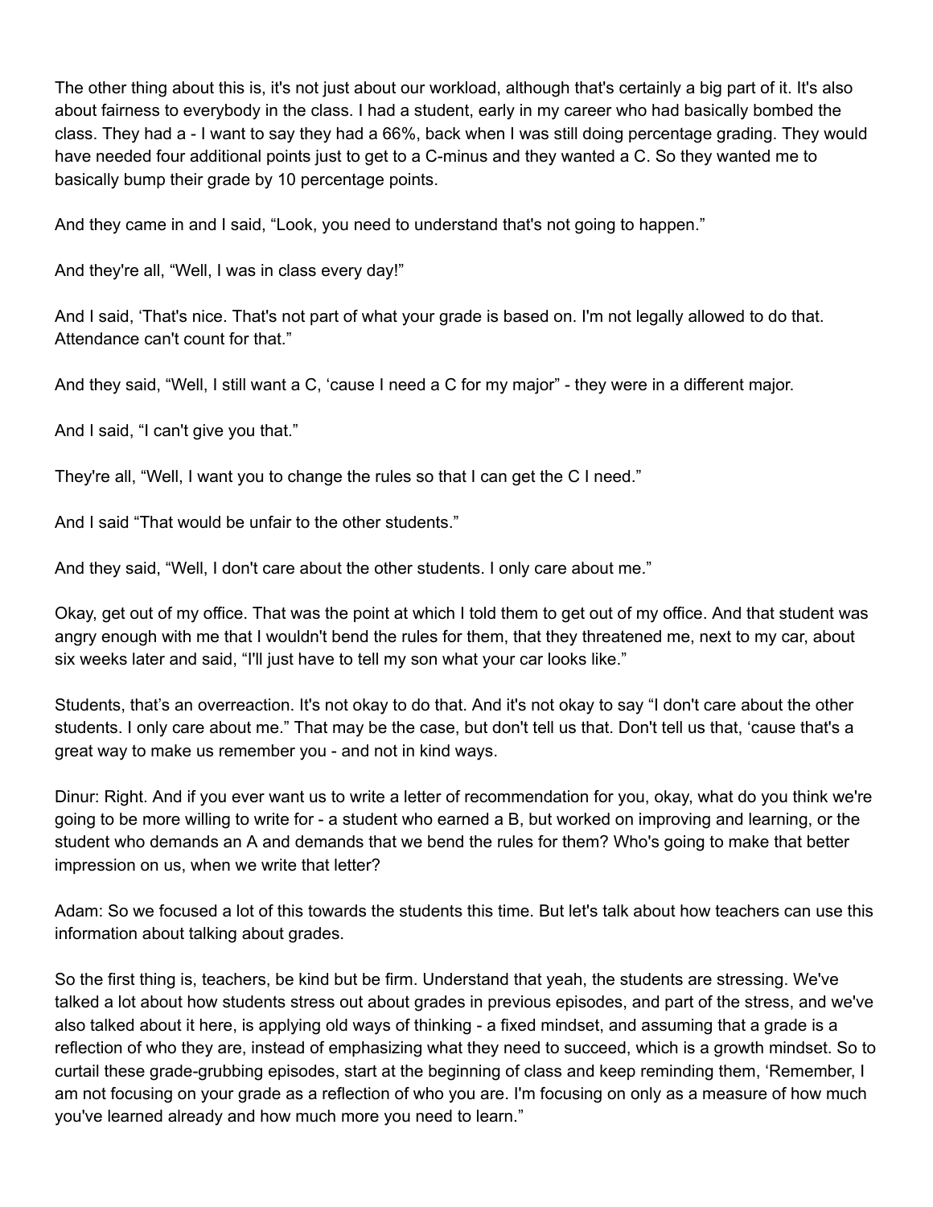The other thing about this is, it's not just about our workload, although that's certainly a big part of it. It's also about fairness to everybody in the class. I had a student, early in my career who had basically bombed the class. They had a - I want to say they had a 66%, back when I was still doing percentage grading. They would have needed four additional points just to get to a C-minus and they wanted a C. So they wanted me to basically bump their grade by 10 percentage points.

And they came in and I said, "Look, you need to understand that's not going to happen."

And they're all, "Well, I was in class every day!"

And I said, 'That's nice. That's not part of what your grade is based on. I'm not legally allowed to do that. Attendance can't count for that."

And they said, "Well, I still want a C, 'cause I need a C for my major" - they were in a different major.

And I said, "I can't give you that."

They're all, "Well, I want you to change the rules so that I can get the C I need."

And I said "That would be unfair to the other students."

And they said, "Well, I don't care about the other students. I only care about me."

Okay, get out of my office. That was the point at which I told them to get out of my office. And that student was angry enough with me that I wouldn't bend the rules for them, that they threatened me, next to my car, about six weeks later and said, "I'll just have to tell my son what your car looks like."

Students, that's an overreaction. It's not okay to do that. And it's not okay to say "I don't care about the other students. I only care about me." That may be the case, but don't tell us that. Don't tell us that, 'cause that's a great way to make us remember you - and not in kind ways.

Dinur: Right. And if you ever want us to write a letter of recommendation for you, okay, what do you think we're going to be more willing to write for - a student who earned a B, but worked on improving and learning, or the student who demands an A and demands that we bend the rules for them? Who's going to make that better impression on us, when we write that letter?

Adam: So we focused a lot of this towards the students this time. But let's talk about how teachers can use this information about talking about grades.

So the first thing is, teachers, be kind but be firm. Understand that yeah, the students are stressing. We've talked a lot about how students stress out about grades in previous episodes, and part of the stress, and we've also talked about it here, is applying old ways of thinking - a fixed mindset, and assuming that a grade is a reflection of who they are, instead of emphasizing what they need to succeed, which is a growth mindset. So to curtail these grade-grubbing episodes, start at the beginning of class and keep reminding them, 'Remember, I am not focusing on your grade as a reflection of who you are. I'm focusing on only as a measure of how much you've learned already and how much more you need to learn."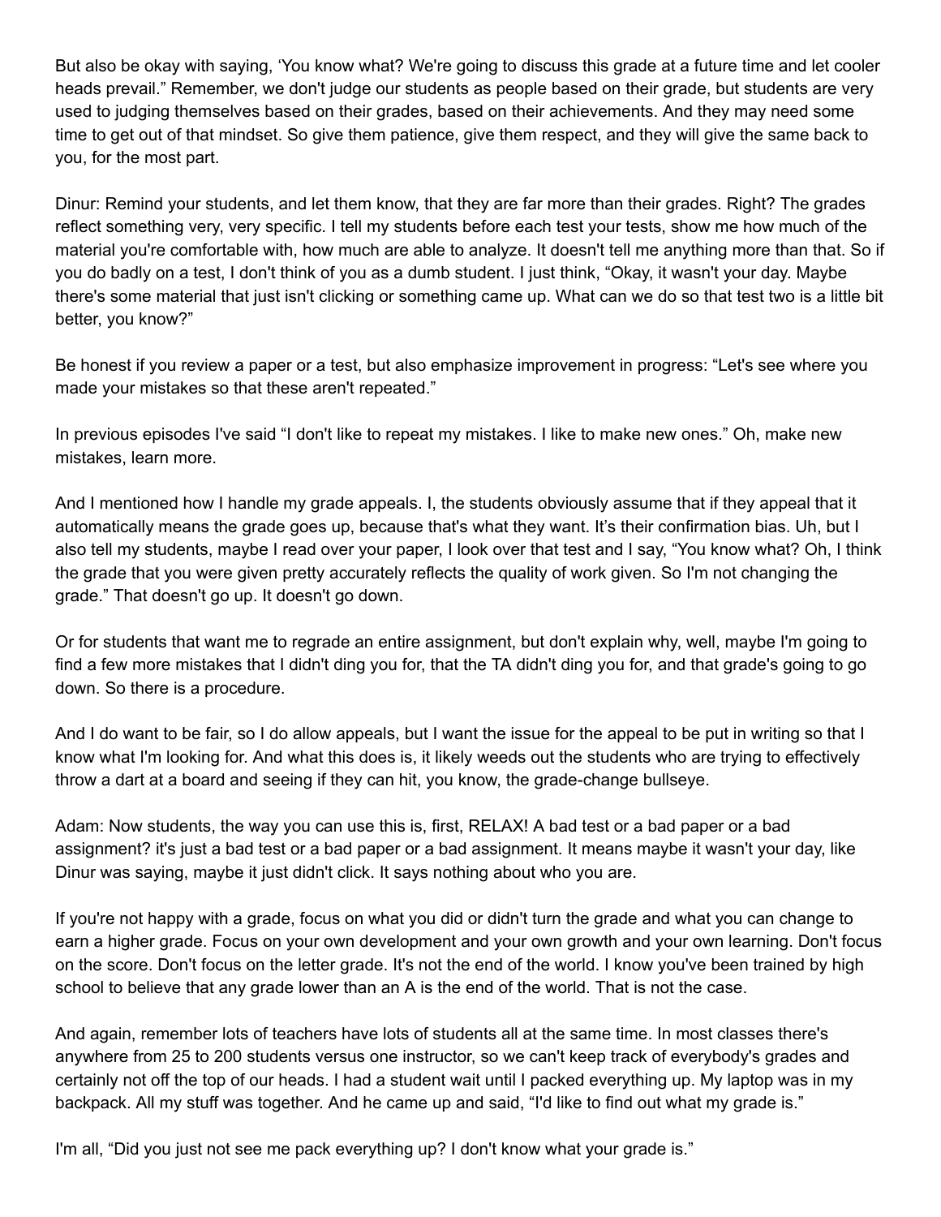But also be okay with saying, ‘You know what? We're going to discuss this grade at a future time and let cooler heads prevail.” Remember, we don't judge our students as people based on their grade, but students are very used to judging themselves based on their grades, based on their achievements. And they may need some time to get out of that mindset. So give them patience, give them respect, and they will give the same back to you, for the most part.

Dinur: Remind your students, and let them know, that they are far more than their grades. Right? The grades reflect something very, very specific. I tell my students before each test your tests, show me how much of the material you're comfortable with, how much are able to analyze. It doesn't tell me anything more than that. So if you do badly on a test, I don't think of you as a dumb student. I just think, “Okay, it wasn't your day. Maybe there's some material that just isn't clicking or something came up. What can we do so that test two is a little bit better, you know?”

Be honest if you review a paper or a test, but also emphasize improvement in progress: “Let's see where you made your mistakes so that these aren't repeated.”

In previous episodes I've said “I don't like to repeat my mistakes. I like to make new ones.” Oh, make new mistakes, learn more.

And I mentioned how I handle my grade appeals. I, the students obviously assume that if they appeal that it automatically means the grade goes up, because that's what they want. It’s their confirmation bias. Uh, but I also tell my students, maybe I read over your paper, I look over that test and I say, “You know what? Oh, I think the grade that you were given pretty accurately reflects the quality of work given. So I'm not changing the grade.” That doesn't go up. It doesn't go down.

Or for students that want me to regrade an entire assignment, but don't explain why, well, maybe I'm going to find a few more mistakes that I didn't ding you for, that the TA didn't ding you for, and that grade's going to go down. So there is a procedure.

And I do want to be fair, so I do allow appeals, but I want the issue for the appeal to be put in writing so that I know what I'm looking for. And what this does is, it likely weeds out the students who are trying to effectively throw a dart at a board and seeing if they can hit, you know, the grade-change bullseye.

Adam: Now students, the way you can use this is, first, RELAX! A bad test or a bad paper or a bad assignment? it's just a bad test or a bad paper or a bad assignment. It means maybe it wasn't your day, like Dinur was saying, maybe it just didn't click. It says nothing about who you are.

If you're not happy with a grade, focus on what you did or didn't turn the grade and what you can change to earn a higher grade. Focus on your own development and your own growth and your own learning. Don't focus on the score. Don't focus on the letter grade. It's not the end of the world. I know you've been trained by high school to believe that any grade lower than an A is the end of the world. That is not the case.

And again, remember lots of teachers have lots of students all at the same time. In most classes there's anywhere from 25 to 200 students versus one instructor, so we can't keep track of everybody's grades and certainly not off the top of our heads. I had a student wait until I packed everything up. My laptop was in my backpack. All my stuff was together. And he came up and said, “I'd like to find out what my grade is.”

I'm all, “Did you just not see me pack everything up? I don't know what your grade is.”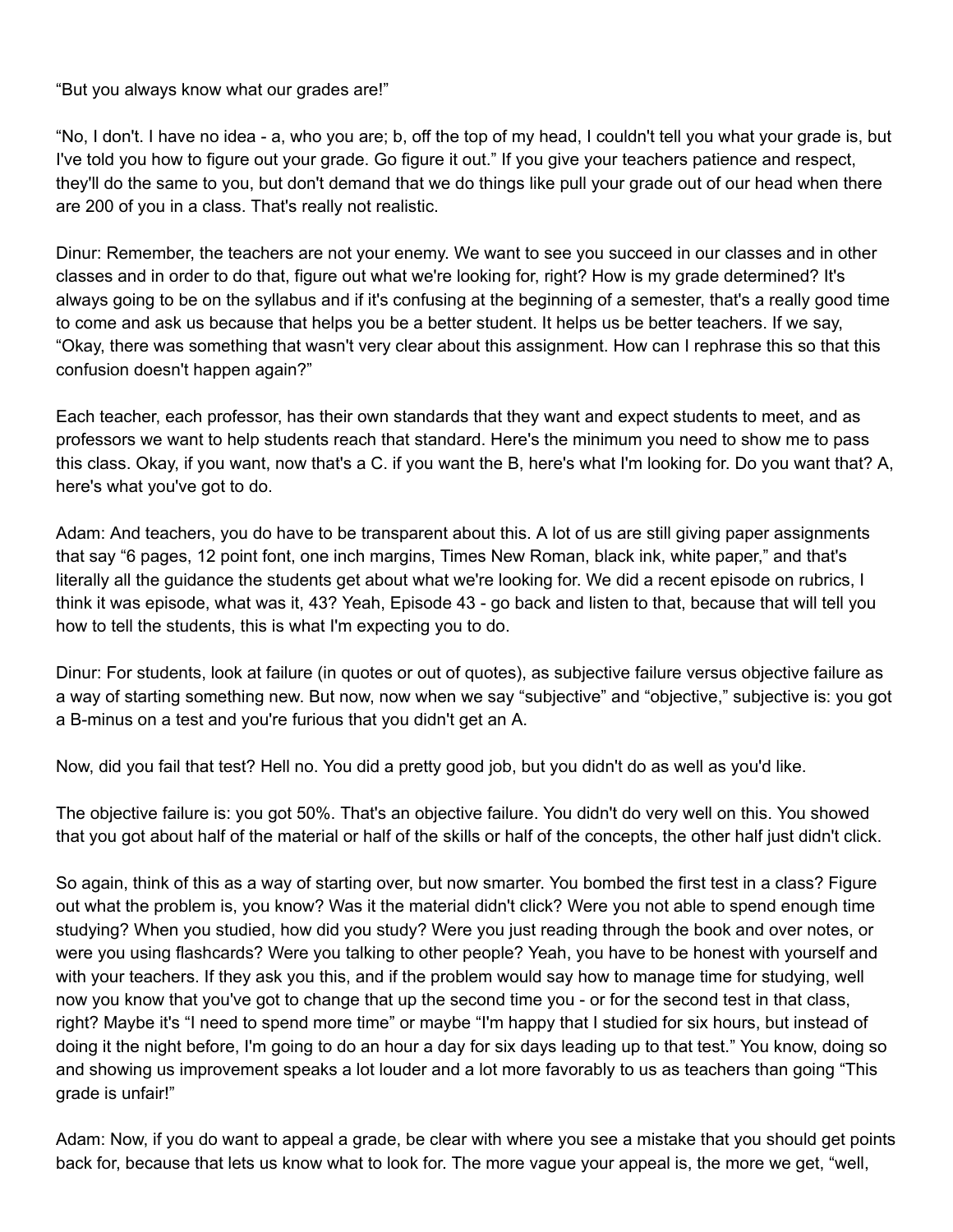"But you always know what our grades are!"

"No, I don't. I have no idea - a, who you are; b, off the top of my head, I couldn't tell you what your grade is, but I've told you how to figure out your grade. Go figure it out." If you give your teachers patience and respect, they'll do the same to you, but don't demand that we do things like pull your grade out of our head when there are 200 of you in a class. That's really not realistic.

Dinur: Remember, the teachers are not your enemy. We want to see you succeed in our classes and in other classes and in order to do that, figure out what we're looking for, right? How is my grade determined? It's always going to be on the syllabus and if it's confusing at the beginning of a semester, that's a really good time to come and ask us because that helps you be a better student. It helps us be better teachers. If we say, "Okay, there was something that wasn't very clear about this assignment. How can I rephrase this so that this confusion doesn't happen again?"

Each teacher, each professor, has their own standards that they want and expect students to meet, and as professors we want to help students reach that standard. Here's the minimum you need to show me to pass this class. Okay, if you want, now that's a C. if you want the B, here's what I'm looking for. Do you want that? A, here's what you've got to do.

Adam: And teachers, you do have to be transparent about this. A lot of us are still giving paper assignments that say "6 pages, 12 point font, one inch margins, Times New Roman, black ink, white paper," and that's literally all the guidance the students get about what we're looking for. We did a recent episode on rubrics, I think it was episode, what was it, 43? Yeah, Episode 43 - go back and listen to that, because that will tell you how to tell the students, this is what I'm expecting you to do.

Dinur: For students, look at failure (in quotes or out of quotes), as subjective failure versus objective failure as a way of starting something new. But now, now when we say "subjective" and "objective," subjective is: you got a B-minus on a test and you're furious that you didn't get an A.

Now, did you fail that test? Hell no. You did a pretty good job, but you didn't do as well as you'd like.

The objective failure is: you got 50%. That's an objective failure. You didn't do very well on this. You showed that you got about half of the material or half of the skills or half of the concepts, the other half just didn't click.

So again, think of this as a way of starting over, but now smarter. You bombed the first test in a class? Figure out what the problem is, you know? Was it the material didn't click? Were you not able to spend enough time studying? When you studied, how did you study? Were you just reading through the book and over notes, or were you using flashcards? Were you talking to other people? Yeah, you have to be honest with yourself and with your teachers. If they ask you this, and if the problem would say how to manage time for studying, well now you know that you've got to change that up the second time you - or for the second test in that class, right? Maybe it's "I need to spend more time" or maybe "I'm happy that I studied for six hours, but instead of doing it the night before, I'm going to do an hour a day for six days leading up to that test." You know, doing so and showing us improvement speaks a lot louder and a lot more favorably to us as teachers than going "This grade is unfair!"

Adam: Now, if you do want to appeal a grade, be clear with where you see a mistake that you should get points back for, because that lets us know what to look for. The more vague your appeal is, the more we get, "well,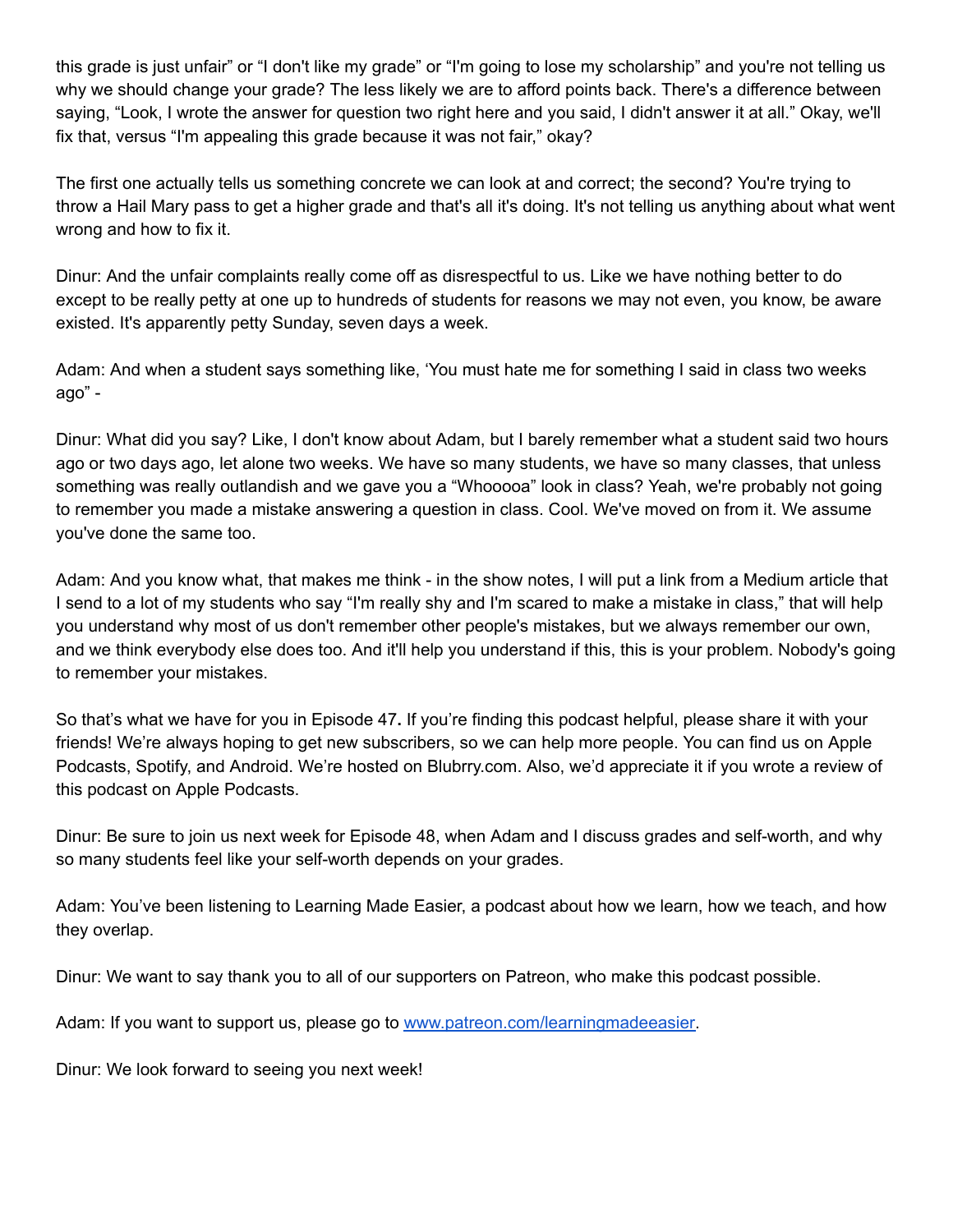this grade is just unfair" or "I don't like my grade" or "I'm going to lose my scholarship" and you're not telling us why we should change your grade? The less likely we are to afford points back. There's a difference between saying, "Look, I wrote the answer for question two right here and you said, I didn't answer it at all." Okay, we'll fix that, versus "I'm appealing this grade because it was not fair," okay?

The first one actually tells us something concrete we can look at and correct; the second? You're trying to throw a Hail Mary pass to get a higher grade and that's all it's doing. It's not telling us anything about what went wrong and how to fix it.

Dinur: And the unfair complaints really come off as disrespectful to us. Like we have nothing better to do except to be really petty at one up to hundreds of students for reasons we may not even, you know, be aware existed. It's apparently petty Sunday, seven days a week.

Adam: And when a student says something like, 'You must hate me for something I said in class two weeks ago" -

Dinur: What did you say? Like, I don't know about Adam, but I barely remember what a student said two hours ago or two days ago, let alone two weeks. We have so many students, we have so many classes, that unless something was really outlandish and we gave you a "Whooooa" look in class? Yeah, we're probably not going to remember you made a mistake answering a question in class. Cool. We've moved on from it. We assume you've done the same too.

Adam: And you know what, that makes me think - in the show notes, I will put a link from a Medium article that I send to a lot of my students who say "I'm really shy and I'm scared to make a mistake in class," that will help you understand why most of us don't remember other people's mistakes, but we always remember our own, and we think everybody else does too. And it'll help you understand if this, this is your problem. Nobody's going to remember your mistakes.

So that's what we have for you in Episode 47**.** If you're finding this podcast helpful, please share it with your friends! We're always hoping to get new subscribers, so we can help more people. You can find us on Apple Podcasts, Spotify, and Android. We're hosted on Blubrry.com. Also, we'd appreciate it if you wrote a review of this podcast on Apple Podcasts.

Dinur: Be sure to join us next week for Episode 48, when Adam and I discuss grades and self-worth, and why so many students feel like your self-worth depends on your grades.

Adam: You've been listening to Learning Made Easier, a podcast about how we learn, how we teach, and how they overlap.

Dinur: We want to say thank you to all of our supporters on Patreon, who make this podcast possible.

Adam: If you want to support us, please go to [www.patreon.com/learningmadeeasier](http://www.patreon.com/learningmadeeasier).

Dinur: We look forward to seeing you next week!